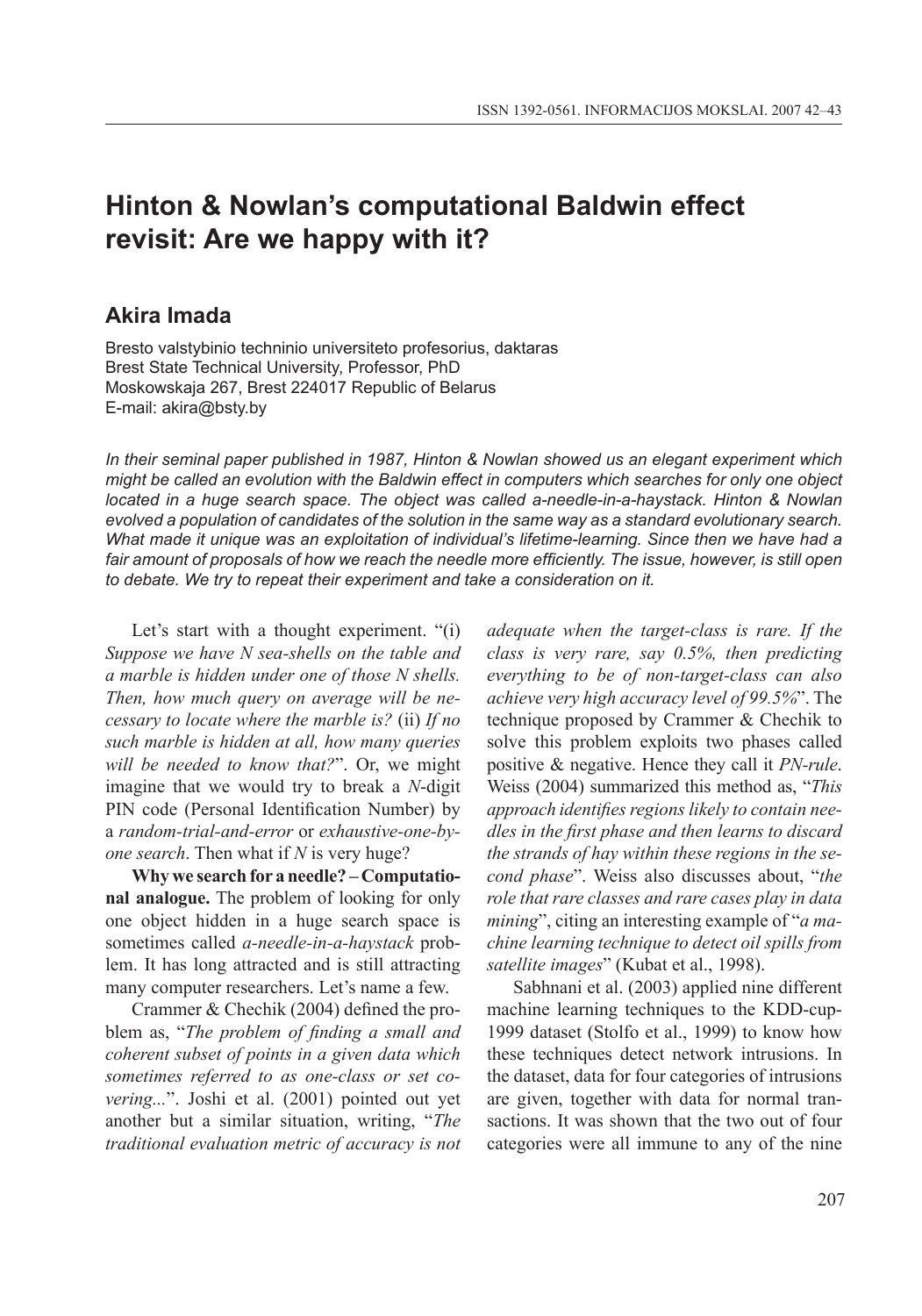# Hinton & Nowlan's computational Baldwin effect revisit: Are we happy with it?

## Akira Imada

Bresto valstybinio techninio universiteto profesorius, daktaras
Brest State Technical University, Professor, PhD
Moskowskaja 267, Brest 224017 Republic of Belarus
E-mail: akira@bsty.by

*In their seminal paper published in 1987, Hinton & Nowlan showed us an elegant experiment which might be called an evolution with the Baldwin effect in computers which searches for only one object located in a huge search space. The object was called a-needle-in-a-haystack. Hinton & Nowlan evolved a population of candidates of the solution in the same way as a standard evolutionary search. What made it unique was an exploitation of individual's lifetime-learning. Since then we have had a fair amount of proposals of how we reach the needle more efficiently. The issue, however, is still open to debate. We try to repeat their experiment and take a consideration on it.*

Let's start with a thought experiment. "(i) *Suppose we have N sea-shells on the table and a marble is hidden under one of those N shells. Then, how much query on average will be necessary to locate where the marble is?* (ii) *If no such marble is hidden at all, how many queries will be needed to know that?*". Or, we might imagine that we would try to break a *N*-digit PIN code (Personal Identification Number) by a *random-trial-and-error* or *exhaustive-one-by-one search*. Then what if *N* is very huge?

**Why we search for a needle? – Computational analogue.** The problem of looking for only one object hidden in a huge search space is sometimes called *a-needle-in-a-haystack* problem. It has long attracted and is still attracting many computer researchers. Let's name a few.

Crammer & Chechik (2004) defined the problem as, "*The problem of finding a small and coherent subset of points in a given data which sometimes referred to as one-class or set covering...*". Joshi et al. (2001) pointed out yet another but a similar situation, writing, "*The traditional evaluation metric of accuracy is not adequate when the target-class is rare. If the class is very rare, say 0.5%, then predicting everything to be of non-target-class can also achieve very high accuracy level of 99.5%*". The technique proposed by Crammer & Chechik to solve this problem exploits two phases called positive & negative. Hence they call it *PN-rule*. Weiss (2004) summarized this method as, "*This approach identifies regions likely to contain needles in the first phase and then learns to discard the strands of hay within these regions in the second phase*". Weiss also discusses about, "*the role that rare classes and rare cases play in data mining*", citing an interesting example of "*a machine learning technique to detect oil spills from satellite images*" (Kubat et al., 1998).

Sabhnani et al. (2003) applied nine different machine learning techniques to the KDD-cup-1999 dataset (Stolfo et al., 1999) to know how these techniques detect network intrusions. In the dataset, data for four categories of intrusions are given, together with data for normal transactions. It was shown that the two out of four categories were all immune to any of the nine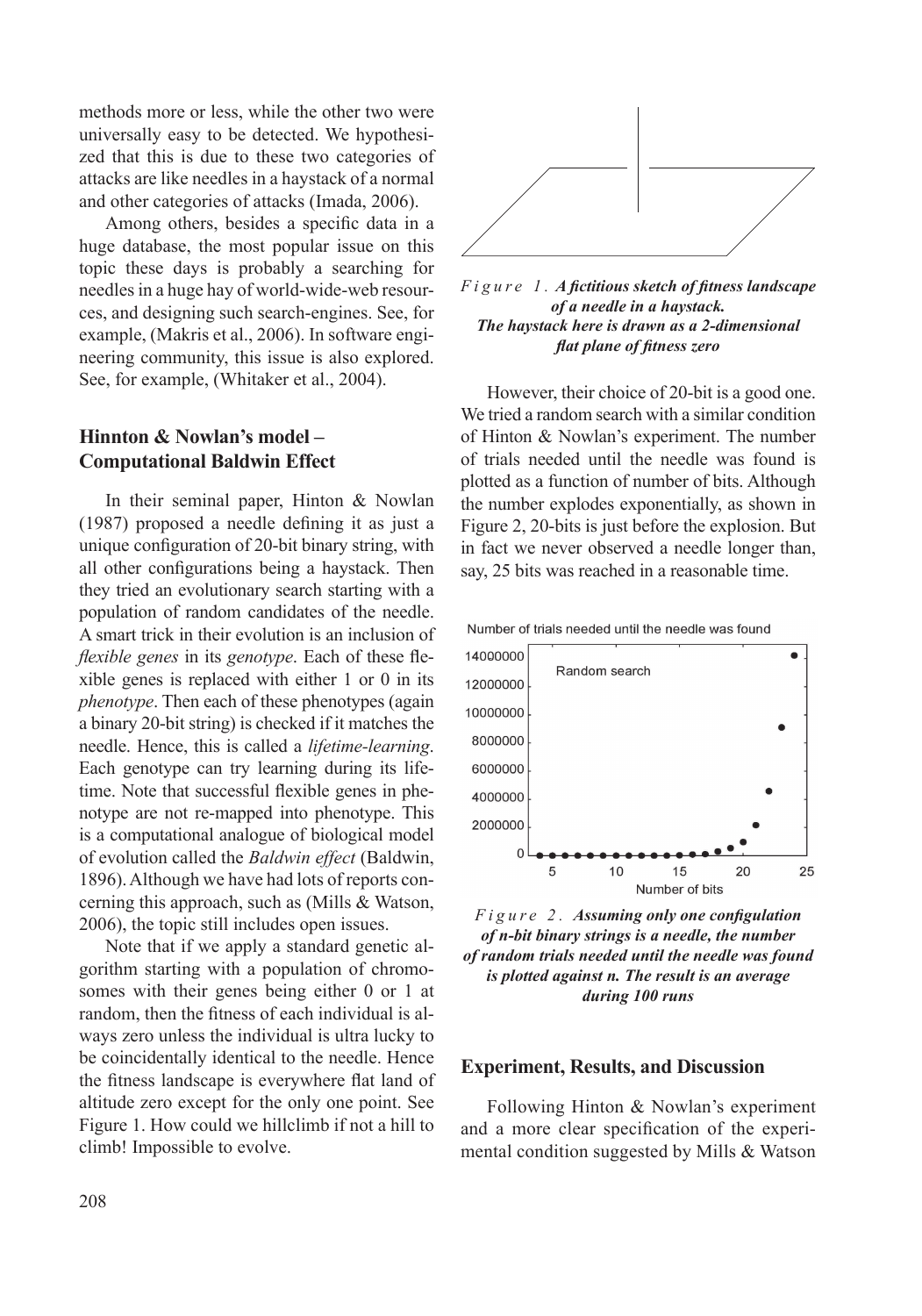methods more or less, while the other two were universally easy to be detected. We hypothesized that this is due to these two categories of attacks are like needles in a haystack of a normal and other categories of attacks (Imada, 2006).

Among others, besides a specific data in a huge database, the most popular issue on this topic these days is probably a searching for needles in a huge hay of world-wide-web resources, and designing such search-engines. See, for example, (Makris et al., 2006). In software engineering community, this issue is also explored. See, for example, (Whitaker et al., 2004).

## Hinnton & Nowlan's model – Computational Baldwin Effect

In their seminal paper, Hinton & Nowlan (1987) proposed a needle defining it as just a unique configuration of 20-bit binary string, with all other configurations being a haystack. Then they tried an evolutionary search starting with a population of random candidates of the needle. A smart trick in their evolution is an inclusion of *flexible genes* in its *genotype*. Each of these flexible genes is replaced with either 1 or 0 in its *phenotype*. Then each of these phenotypes (again a binary 20-bit string) is checked if it matches the needle. Hence, this is called a *lifetime-learning*. Each genotype can try learning during its lifetime. Note that successful flexible genes in phenotype are not re-mapped into phenotype. This is a computational analogue of biological model of evolution called the *Baldwin effect* (Baldwin, 1896). Although we have had lots of reports concerning this approach, such as (Mills & Watson, 2006), the topic still includes open issues.

Note that if we apply a standard genetic algorithm starting with a population of chromosomes with their genes being either 0 or 1 at random, then the fitness of each individual is always zero unless the individual is ultra lucky to be coincidentally identical to the needle. Hence the fitness landscape is everywhere flat land of altitude zero except for the only one point. See Figure 1. How could we hillclimb if not a hill to climb! Impossible to evolve.

*Figure 1.* ***A fictitious sketch of fitness landscape of a needle in a haystack. The haystack here is drawn as a 2-dimensional flat plane of fitness zero***

However, their choice of 20-bit is a good one. We tried a random search with a similar condition of Hinton & Nowlan's experiment. The number of trials needed until the needle was found is plotted as a function of number of bits. Although the number explodes exponentially, as shown in Figure 2, 20-bits is just before the explosion. But in fact we never observed a needle longer than, say, 25 bits was reached in a reasonable time.

*Figure 2.* ***Assuming only one configulation of n-bit binary strings is a needle, the number of random trials needed until the needle was found is plotted against n. The result is an average during 100 runs***

## Experiment, Results, and Discussion

Following Hinton & Nowlan's experiment and a more clear specification of the experimental condition suggested by Mills & Watson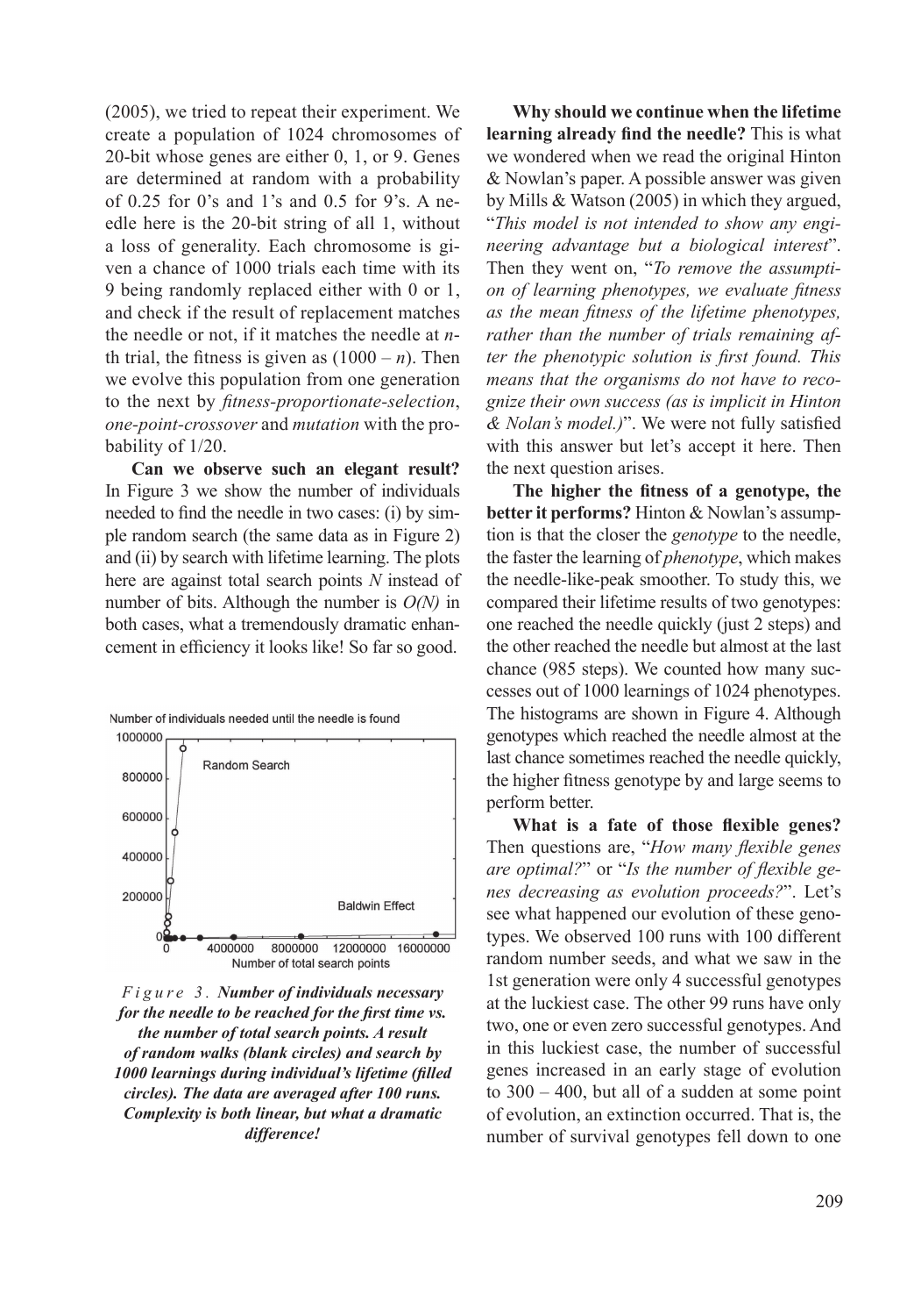(2005), we tried to repeat their experiment. We create a population of 1024 chromosomes of 20-bit whose genes are either 0, 1, or 9. Genes are determined at random with a probability of 0.25 for 0's and 1's and 0.5 for 9's. A needle here is the 20-bit string of all 1, without a loss of generality. Each chromosome is given a chance of 1000 trials each time with its 9 being randomly replaced either with 0 or 1, and check if the result of replacement matches the needle or not, if it matches the needle at $n$-th trial, the fitness is given as $(1000 - n)$. Then we evolve this population from one generation to the next by *fitness-proportionate-selection*, *one-point-crossover* and *mutation* with the probability of 1/20.

**Can we observe such an elegant result?** In Figure 3 we show the number of individuals needed to find the needle in two cases: (i) by simple random search (the same data as in Figure 2) and (ii) by search with lifetime learning. The plots here are against total search points $N$ instead of number of bits. Although the number is $O(N)$ in both cases, what a tremendously dramatic enhancement in efficiency it looks like! So far so good.

*Figure 3.* ***Number of individuals necessary for the needle to be reached for the first time vs. the number of total search points. A result of random walks (blank circles) and search by 1000 learnings during individual's lifetime (filled circles). The data are averaged after 100 runs. Complexity is both linear, but what a dramatic difference!***

**Why should we continue when the lifetime learning already find the needle?** This is what we wondered when we read the original Hinton & Nowlan's paper. A possible answer was given by Mills & Watson (2005) in which they argued, "*This model is not intended to show any engineering advantage but a biological interest*". Then they went on, "*To remove the assumption of learning phenotypes, we evaluate fitness as the mean fitness of the lifetime phenotypes, rather than the number of trials remaining after the phenotypic solution is first found. This means that the organisms do not have to recognize their own success (as is implicit in Hinton & Nolan's model.)*". We were not fully satisfied with this answer but let's accept it here. Then the next question arises.

**The higher the fitness of a genotype, the better it performs?** Hinton & Nowlan's assumption is that the closer the *genotype* to the needle, the faster the learning of *phenotype*, which makes the needle-like-peak smoother. To study this, we compared their lifetime results of two genotypes: one reached the needle quickly (just 2 steps) and the other reached the needle but almost at the last chance (985 steps). We counted how many successes out of 1000 learnings of 1024 phenotypes. The histograms are shown in Figure 4. Although genotypes which reached the needle almost at the last chance sometimes reached the needle quickly, the higher fitness genotype by and large seems to perform better.

**What is a fate of those flexible genes?** Then questions are, "*How many flexible genes are optimal?*" or "*Is the number of flexible genes decreasing as evolution proceeds?*". Let's see what happened our evolution of these genotypes. We observed 100 runs with 100 different random number seeds, and what we saw in the 1st generation were only 4 successful genotypes at the luckiest case. The other 99 runs have only two, one or even zero successful genotypes. And in this luckiest case, the number of successful genes increased in an early stage of evolution to 300 – 400, but all of a sudden at some point of evolution, an extinction occurred. That is, the number of survival genotypes fell down to one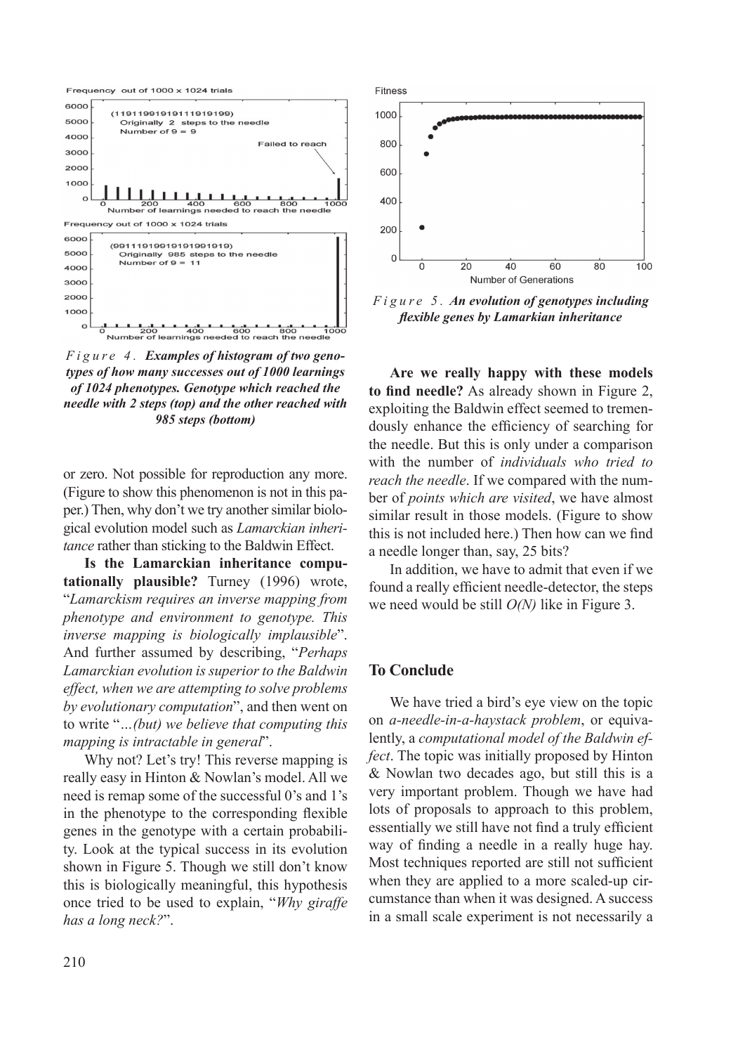*Figure 4. Examples of histogram of two genotypes of how many successes out of 1000 learnings of 1024 phenotypes. Genotype which reached the needle with 2 steps (top) and the other reached with 985 steps (bottom)*

or zero. Not possible for reproduction any more. (Figure to show this phenomenon is not in this paper.) Then, why don't we try another similar biological evolution model such as *Lamarckian inheritance* rather than sticking to the Baldwin Effect.

**Is the Lamarckian inheritance computationally plausible?** Turney (1996) wrote, "*Lamarckism requires an inverse mapping from phenotype and environment to genotype. This inverse mapping is biologically implausible*". And further assumed by describing, "*Perhaps Lamarckian evolution is superior to the Baldwin effect, when we are attempting to solve problems by evolutionary computation*", and then went on to write "*...(but) we believe that computing this mapping is intractable in general*".

Why not? Let's try! This reverse mapping is really easy in Hinton & Nowlan's model. All we need is remap some of the successful 0's and 1's in the phenotype to the corresponding flexible genes in the genotype with a certain probability. Look at the typical success in its evolution shown in Figure 5. Though we still don't know this is biologically meaningful, this hypothesis once tried to be used to explain, "*Why giraffe has a long neck?*".

*Figure 5. An evolution of genotypes including flexible genes by Lamarkian inheritance*

**Are we really happy with these models to find needle?** As already shown in Figure 2, exploiting the Baldwin effect seemed to tremendously enhance the efficiency of searching for the needle. But this is only under a comparison with the number of *individuals who tried to reach the needle*. If we compared with the number of *points which are visited*, we have almost similar result in those models. (Figure to show this is not included here.) Then how can we find a needle longer than, say, 25 bits?

In addition, we have to admit that even if we found a really efficient needle-detector, the steps we need would be still *O(N)* like in Figure 3.

## To Conclude

We have tried a bird's eye view on the topic on *a-needle-in-a-haystack problem*, or equivalently, a *computational model of the Baldwin effect*. The topic was initially proposed by Hinton & Nowlan two decades ago, but still this is a very important problem. Though we have had lots of proposals to approach to this problem, essentially we still have not find a truly efficient way of finding a needle in a really huge hay. Most techniques reported are still not sufficient when they are applied to a more scaled-up circumstance than when it was designed. A success in a small scale experiment is not necessarily a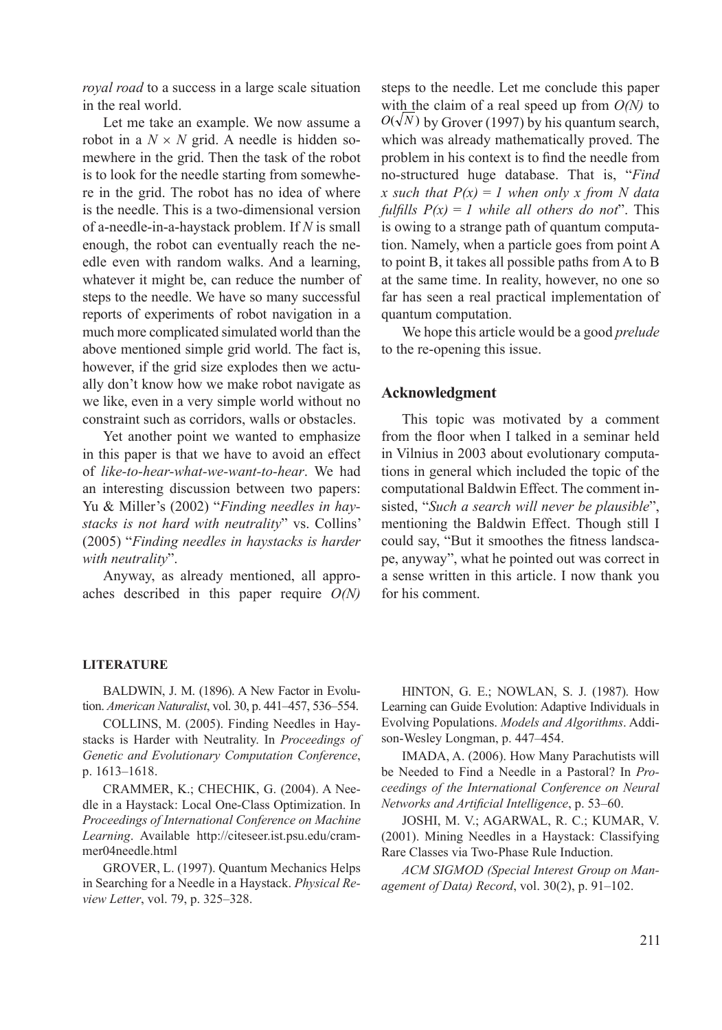*royal road* to a success in a large scale situation in the real world.

Let me take an example. We now assume a robot in a $N \times N$ grid. A needle is hidden somewhere in the grid. Then the task of the robot is to look for the needle starting from somewhere in the grid. The robot has no idea of where is the needle. This is a two-dimensional version of a-needle-in-a-haystack problem. If $N$ is small enough, the robot can eventually reach the needle even with random walks. And a learning, whatever it might be, can reduce the number of steps to the needle. We have so many successful reports of experiments of robot navigation in a much more complicated simulated world than the above mentioned simple grid world. The fact is, however, if the grid size explodes then we actually don't know how we make robot navigate as we like, even in a very simple world without no constraint such as corridors, walls or obstacles.

Yet another point we wanted to emphasize in this paper is that we have to avoid an effect of *like-to-hear-what-we-want-to-hear*. We had an interesting discussion between two papers: Yu & Miller's (2002) "*Finding needles in haystacks is not hard with neutrality*" vs. Collins' (2005) "*Finding needles in haystacks is harder with neutrality*".

Anyway, as already mentioned, all approaches described in this paper require $O(N)$ steps to the needle. Let me conclude this paper with the claim of a real speed up from $O(N)$ to $O(\sqrt{N})$ by Grover (1997) by his quantum search, which was already mathematically proved. The problem in his context is to find the needle from no-structured huge database. That is, "*Find x such that P(x) = 1 when only x from N data fulfills P(x) = 1 while all others do not*". This is owing to a strange path of quantum computation. Namely, when a particle goes from point A to point B, it takes all possible paths from A to B at the same time. In reality, however, no one so far has seen a real practical implementation of quantum computation.

We hope this article would be a good *prelude* to the re-opening this issue.

## Acknowledgment

This topic was motivated by a comment from the floor when I talked in a seminar held in Vilnius in 2003 about evolutionary computations in general which included the topic of the computational Baldwin Effect. The comment insisted, "*Such a search will never be plausible*", mentioning the Baldwin Effect. Though still I could say, "But it smoothes the fitness landscape, anyway", what he pointed out was correct in a sense written in this article. I now thank you for his comment.

## LITERATURE

BALDWIN, J. M. (1896). A New Factor in Evolution. *American Naturalist*, vol. 30, p. 441–457, 536–554.

COLLINS, M. (2005). Finding Needles in Haystacks is Harder with Neutrality. In *Proceedings of Genetic and Evolutionary Computation Conference*, p. 1613–1618.

CRAMMER, K.; CHECHIK, G. (2004). A Needle in a Haystack: Local One-Class Optimization. In *Proceedings of International Conference on Machine Learning*. Available http://citeseer.ist.psu.edu/crammer04needle.html

GROVER, L. (1997). Quantum Mechanics Helps in Searching for a Needle in a Haystack. *Physical Review Letter*, vol. 79, p. 325–328.

HINTON, G. E.; NOWLAN, S. J. (1987). How Learning can Guide Evolution: Adaptive Individuals in Evolving Populations. *Models and Algorithms*. Addison-Wesley Longman, p. 447–454.

IMADA, A. (2006). How Many Parachutists will be Needed to Find a Needle in a Pastoral? In *Proceedings of the International Conference on Neural Networks and Artificial Intelligence*, p. 53–60.

JOSHI, M. V.; AGARWAL, R. C.; KUMAR, V. (2001). Mining Needles in a Haystack: Classifying Rare Classes via Two-Phase Rule Induction.

*ACM SIGMOD (Special Interest Group on Management of Data) Record*, vol. 30(2), p. 91–102.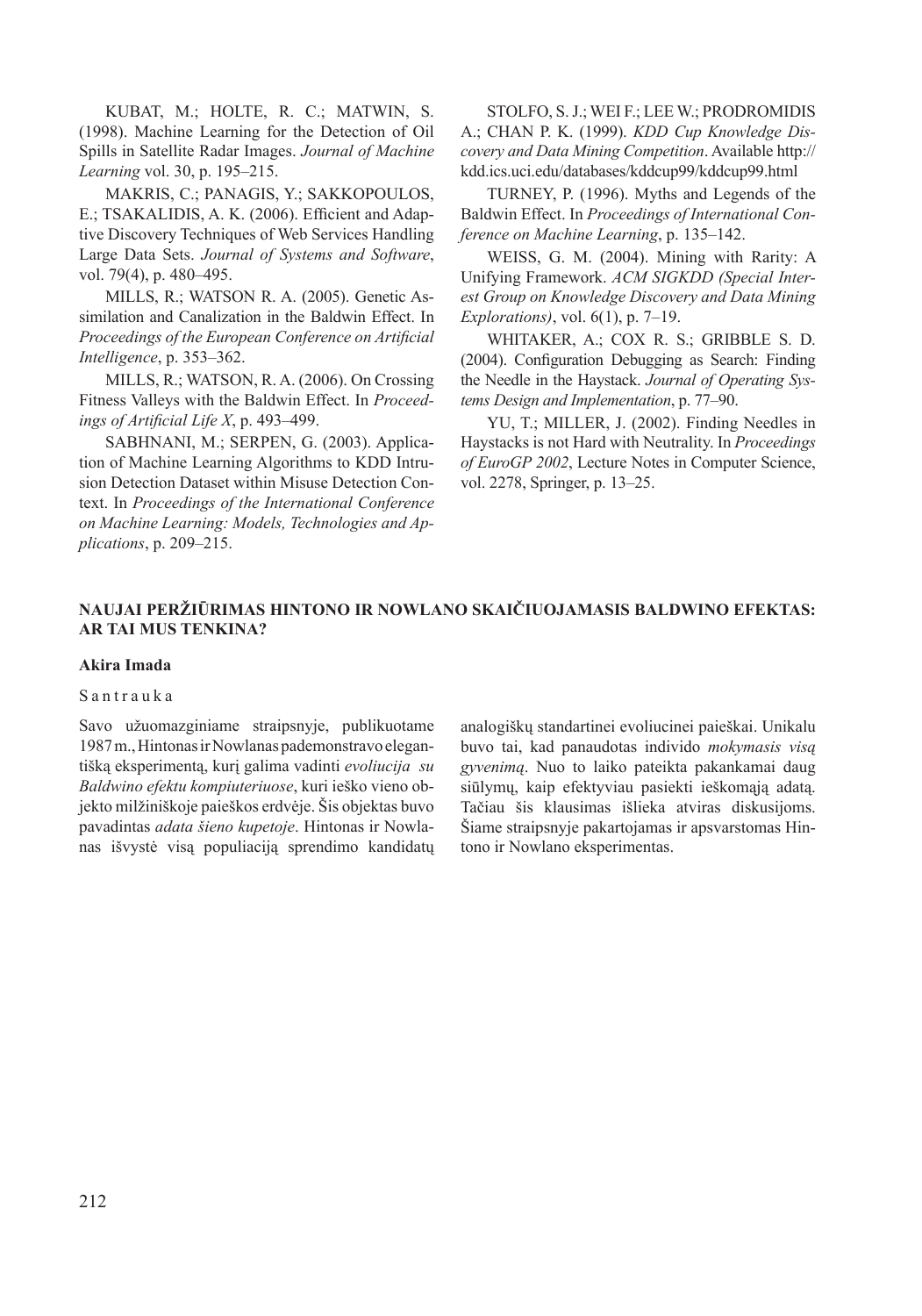KUBAT, M.; HOLTE, R. C.; MATWIN, S. (1998). Machine Learning for the Detection of Oil Spills in Satellite Radar Images. *Journal of Machine Learning* vol. 30, p. 195–215.

MAKRIS, C.; PANAGIS, Y.; SAKKOPOULOS, E.; TSAKALIDIS, A. K. (2006). Efficient and Adaptive Discovery Techniques of Web Services Handling Large Data Sets. *Journal of Systems and Software*, vol. 79(4), p. 480–495.

MILLS, R.; WATSON R. A. (2005). Genetic Assimilation and Canalization in the Baldwin Effect. In *Proceedings of the European Conference on Artificial Intelligence*, p. 353–362.

MILLS, R.; WATSON, R. A. (2006). On Crossing Fitness Valleys with the Baldwin Effect. In *Proceedings of Artificial Life X*, p. 493–499.

SABHNANI, M.; SERPEN, G. (2003). Application of Machine Learning Algorithms to KDD Intrusion Detection Dataset within Misuse Detection Context. In *Proceedings of the International Conference on Machine Learning: Models, Technologies and Applications*, p. 209–215.

STOLFO, S. J.; WEI F.; LEE W.; PRODROMIDIS A.; CHAN P. K. (1999). *KDD Cup Knowledge Discovery and Data Mining Competition*. Available http://kdd.ics.uci.edu/databases/kddcup99/kddcup99.html

TURNEY, P. (1996). Myths and Legends of the Baldwin Effect. In *Proceedings of International Conference on Machine Learning*, p. 135–142.

WEISS, G. M. (2004). Mining with Rarity: A Unifying Framework. *ACM SIGKDD (Special Interest Group on Knowledge Discovery and Data Mining Explorations)*, vol. 6(1), p. 7–19.

WHITAKER, A.; COX R. S.; GRIBBLE S. D. (2004). Configuration Debugging as Search: Finding the Needle in the Haystack. *Journal of Operating Systems Design and Implementation*, p. 77–90.

YU, T.; MILLER, J. (2002). Finding Needles in Haystacks is not Hard with Neutrality. In *Proceedings of EuroGP 2002*, Lecture Notes in Computer Science, vol. 2278, Springer, p. 13–25.

## NAUJAI PERŽIŪRIMAS HINTONO IR NOWLANO SKAIČIUOJAMASIS BALDWINO EFEKTAS: AR TAI MUS TENKINA?

**Akira Imada**

Santrauka

Savo užuomazginiame straipsnyje, publikuotame 1987 m., Hintonas ir Nowlanas pademonstravo elegantišką eksperimentą, kurį galima vadinti *evoliucija su Baldwino efektu kompiuteriuose*, kuri ieško vieno objekto milžiniškoje paieškos erdvėje. Šis objektas buvo pavadintas *adata šieno kupetoje*. Hintonas ir Nowlanas išvystė visą populiaciją sprendimo kandidatų analogiškų standartinei evoliucinei paieškai. Unikalu buvo tai, kad panaudotas individo *mokymasis visą gyvenimą*. Nuo to laiko pateikta pakankamai daug siūlymų, kaip efektyviau pasiekti ieškomąją adatą. Tačiau šis klausimas išlieka atviras diskusijoms. Šiame straipsnyje pakartojamas ir apsvarstomas Hintono ir Nowlano eksperimentas.